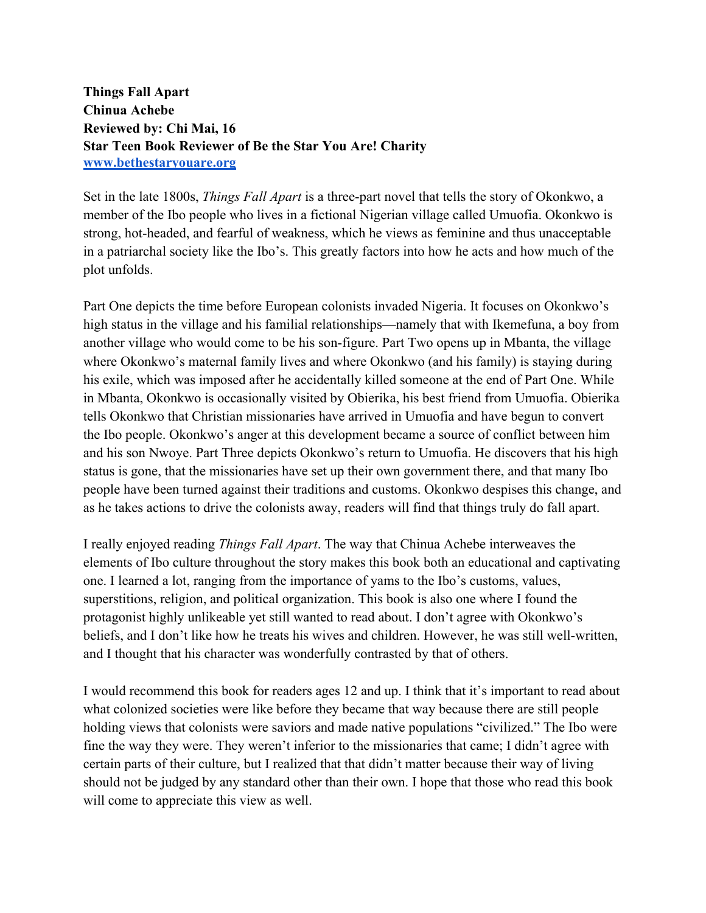**Things Fall Apart**
**Chinua Achebe**
**Reviewed by: Chi Mai, 16**
**Star Teen Book Reviewer of Be the Star You Are! Charity**
**[www.bethestaryouare.org](http://www.bethestaryouare.org)**

Set in the late 1800s, *Things Fall Apart* is a three-part novel that tells the story of Okonkwo, a member of the Ibo people who lives in a fictional Nigerian village called Umuofia. Okonkwo is strong, hot-headed, and fearful of weakness, which he views as feminine and thus unacceptable in a patriarchal society like the Ibo's. This greatly factors into how he acts and how much of the plot unfolds.

Part One depicts the time before European colonists invaded Nigeria. It focuses on Okonkwo's high status in the village and his familial relationships—namely that with Ikemefuna, a boy from another village who would come to be his son-figure. Part Two opens up in Mbanta, the village where Okonkwo's maternal family lives and where Okonkwo (and his family) is staying during his exile, which was imposed after he accidentally killed someone at the end of Part One. While in Mbanta, Okonkwo is occasionally visited by Obierika, his best friend from Umuofia. Obierika tells Okonkwo that Christian missionaries have arrived in Umuofia and have begun to convert the Ibo people. Okonkwo's anger at this development became a source of conflict between him and his son Nwoye. Part Three depicts Okonkwo's return to Umuofia. He discovers that his high status is gone, that the missionaries have set up their own government there, and that many Ibo people have been turned against their traditions and customs. Okonkwo despises this change, and as he takes actions to drive the colonists away, readers will find that things truly do fall apart.

I really enjoyed reading *Things Fall Apart*. The way that Chinua Achebe interweaves the elements of Ibo culture throughout the story makes this book both an educational and captivating one. I learned a lot, ranging from the importance of yams to the Ibo's customs, values, superstitions, religion, and political organization. This book is also one where I found the protagonist highly unlikeable yet still wanted to read about. I don't agree with Okonkwo's beliefs, and I don't like how he treats his wives and children. However, he was still well-written, and I thought that his character was wonderfully contrasted by that of others.

I would recommend this book for readers ages 12 and up. I think that it's important to read about what colonized societies were like before they became that way because there are still people holding views that colonists were saviors and made native populations "civilized." The Ibo were fine the way they were. They weren't inferior to the missionaries that came; I didn't agree with certain parts of their culture, but I realized that that didn't matter because their way of living should not be judged by any standard other than their own. I hope that those who read this book will come to appreciate this view as well.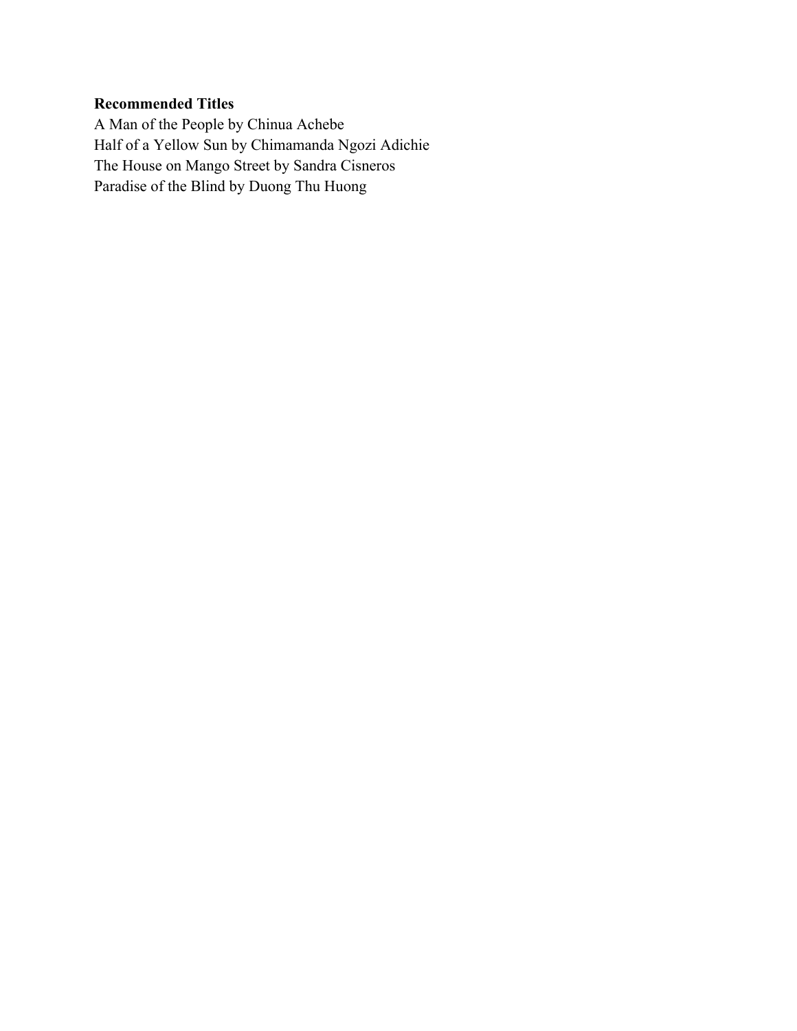**Recommended Titles**

A Man of the People by Chinua Achebe
Half of a Yellow Sun by Chimamanda Ngozi Adichie
The House on Mango Street by Sandra Cisneros
Paradise of the Blind by Duong Thu Huong